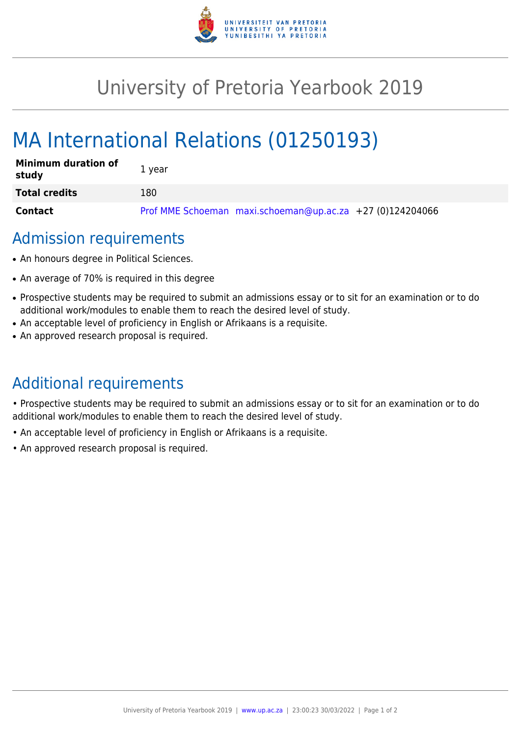# University of Pretoria Yearbook 2019

# MA International Relations (01250193)

| | |
|---|---|
| **Minimum duration of study** | 1 year |
| **Total credits** | 180 |
| **Contact** | Prof MME Schoeman maxi.schoeman@up.ac.za +27 (0)124204066 |

## Admission requirements

- An honours degree in Political Sciences.
- An average of 70% is required in this degree
- Prospective students may be required to submit an admissions essay or to sit for an examination or to do additional work/modules to enable them to reach the desired level of study.
- An acceptable level of proficiency in English or Afrikaans is a requisite.
- An approved research proposal is required.

## Additional requirements

• Prospective students may be required to submit an admissions essay or to sit for an examination or to do additional work/modules to enable them to reach the desired level of study.

• An acceptable level of proficiency in English or Afrikaans is a requisite.

• An approved research proposal is required.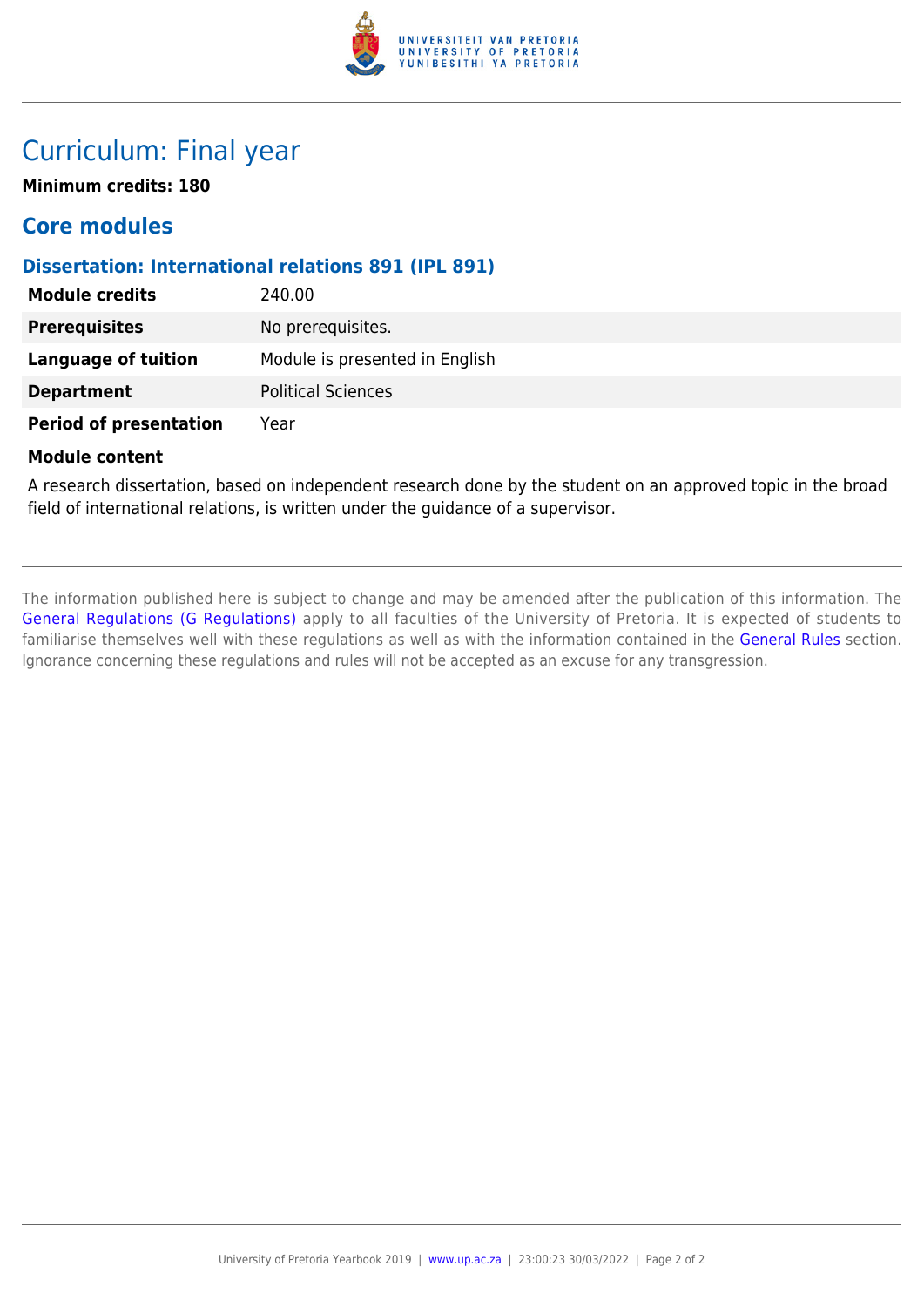# Curriculum: Final year

**Minimum credits: 180**

## Core modules

### Dissertation: International relations 891 (IPL 891)

| | |
|---|---|
| **Module credits** | 240.00 |
| **Prerequisites** | No prerequisites. |
| **Language of tuition** | Module is presented in English |
| **Department** | Political Sciences |
| **Period of presentation** | Year |

**Module content**

A research dissertation, based on independent research done by the student on an approved topic in the broad field of international relations, is written under the guidance of a supervisor.

The information published here is subject to change and may be amended after the publication of this information. The General Regulations (G Regulations) apply to all faculties of the University of Pretoria. It is expected of students to familiarise themselves well with these regulations as well as with the information contained in the General Rules section. Ignorance concerning these regulations and rules will not be accepted as an excuse for any transgression.